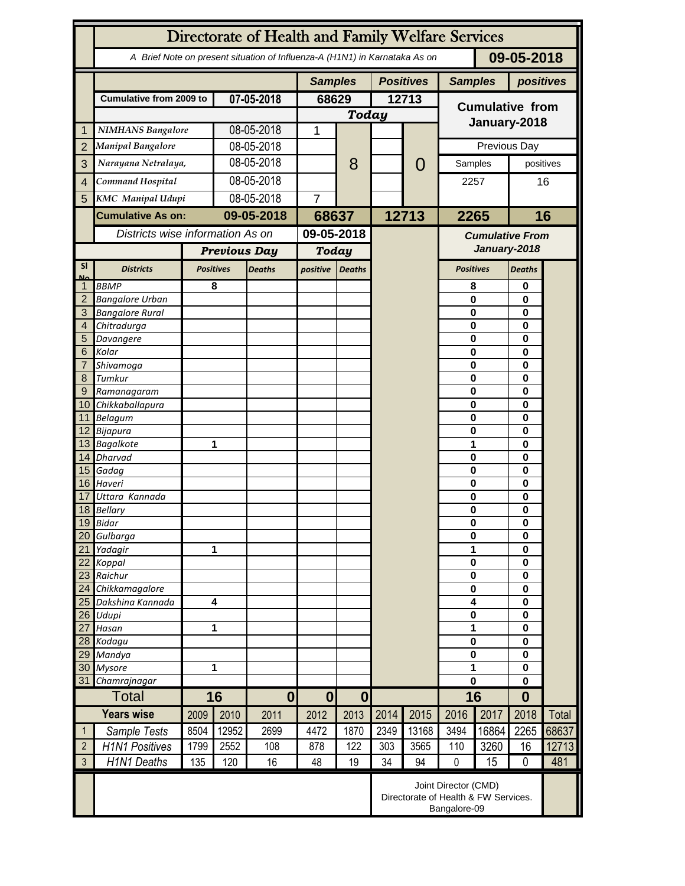# Directorate of Health and Family Welfare Services

A Brief Note on present situation of Influenza-A (H1N1) in Karnataka As on **09-05-2018**

| | | | Samples | | Positives | | Samples | positives |
|---|---|---|---|---|---|---|---|---|
| | Cumulative from 2009 to | 07-05-2018 | 68629 | | 12713 | | Cumulative from January-2018 | |
| | | | Today | | | | | |
| 1 | NIMHANS Bangalore | 08-05-2018 | 1 | 8 | | 0 | | |
| 2 | Manipal Bangalore | 08-05-2018 | | | | | Previous Day | |
| 3 | Narayana Netralaya, | 08-05-2018 | | | | | Samples | positives |
| 4 | Command Hospital | 08-05-2018 | | | | | 2257 | 16 |
| 5 | KMC Manipal Udupi | 08-05-2018 | 7 | | | | | |
| | **Cumulative As on:** | **09-05-2018** | **68637** | | **12713** | | **2265** | **16** |

Districts wise information As on **09-05-2018**

| Sl No | Districts | Previous Day Positives | Previous Day Deaths | Today positive | Today Deaths | Cumulative From January-2018 Positives | Cumulative From January-2018 Deaths |
|---|---|---|---|---|---|---|---|
| 1 | BBMP | 8 | | | | 8 | 0 |
| 2 | Bangalore Urban | | | | | 0 | 0 |
| 3 | Bangalore Rural | | | | | 0 | 0 |
| 4 | Chitradurga | | | | | 0 | 0 |
| 5 | Davangere | | | | | 0 | 0 |
| 6 | Kolar | | | | | 0 | 0 |
| 7 | Shivamoga | | | | | 0 | 0 |
| 8 | Tumkur | | | | | 0 | 0 |
| 9 | Ramanagaram | | | | | 0 | 0 |
| 10 | Chikkaballapura | | | | | 0 | 0 |
| 11 | Belagum | | | | | 0 | 0 |
| 12 | Bijapura | | | | | 0 | 0 |
| 13 | Bagalkote | 1 | | | | 1 | 0 |
| 14 | Dharvad | | | | | 0 | 0 |
| 15 | Gadag | | | | | 0 | 0 |
| 16 | Haveri | | | | | 0 | 0 |
| 17 | Uttara Kannada | | | | | 0 | 0 |
| 18 | Bellary | | | | | 0 | 0 |
| 19 | Bidar | | | | | 0 | 0 |
| 20 | Gulbarga | | | | | 0 | 0 |
| 21 | Yadagir | 1 | | | | 1 | 0 |
| 22 | Koppal | | | | | 0 | 0 |
| 23 | Raichur | | | | | 0 | 0 |
| 24 | Chikkamagalore | | | | | 0 | 0 |
| 25 | Dakshina Kannada | 4 | | | | 4 | 0 |
| 26 | Udupi | | | | | 0 | 0 |
| 27 | Hasan | 1 | | | | 1 | 0 |
| 28 | Kodagu | | | | | 0 | 0 |
| 29 | Mandya | | | | | 0 | 0 |
| 30 | Mysore | 1 | | | | 1 | 0 |
| 31 | Chamrajnagar | | | | | 0 | 0 |
| | **Total** | **16** | **0** | **0** | **0** | **16** | **0** |

| | Years wise | 2009 | 2010 | 2011 | 2012 | 2013 | 2014 | 2015 | 2016 | 2017 | 2018 | Total |
|---|---|---|---|---|---|---|---|---|---|---|---|---|
| 1 | Sample Tests | 8504 | 12952 | 2699 | 4472 | 1870 | 2349 | 13168 | 3494 | 16864 | 2265 | 68637 |
| 2 | H1N1 Positives | 1799 | 2552 | 108 | 878 | 122 | 303 | 3565 | 110 | 3260 | 16 | 12713 |
| 3 | H1N1 Deaths | 135 | 120 | 16 | 48 | 19 | 34 | 94 | 0 | 15 | 0 | 481 |

Joint Director (CMD)
Directorate of Health & FW Services.
Bangalore-09